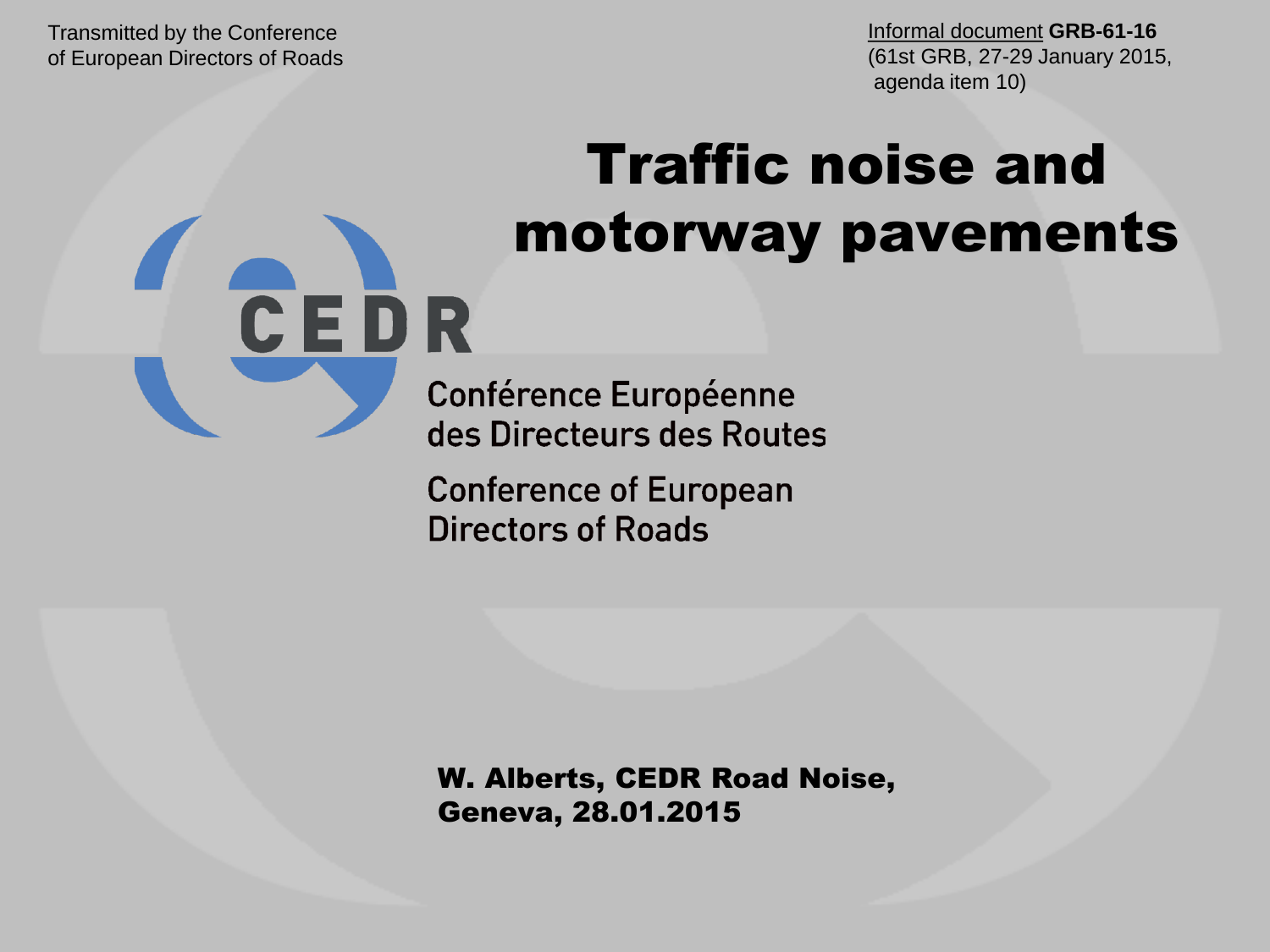Transmitted by the Conference of European Directors of Roads

Informal document **GRB-61-16**
(61st GRB, 27-29 January 2015, agenda item 10)

# Traffic noise and motorway pavements

CEDR

Conférence Européenne des Directeurs des Routes

Conference of European Directors of Roads

**W. Alberts, CEDR Road Noise, Geneva, 28.01.2015**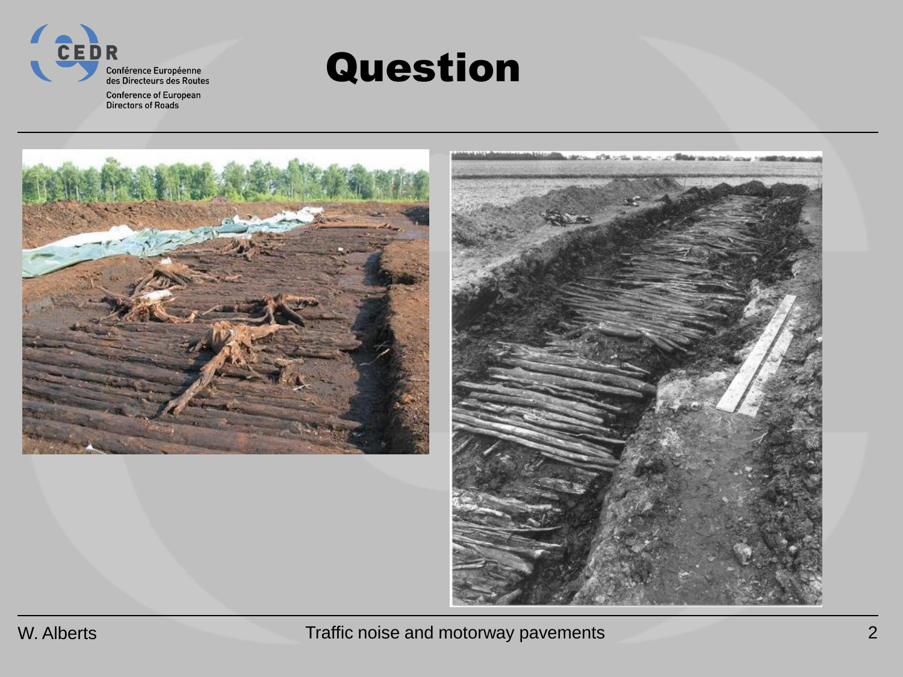# Question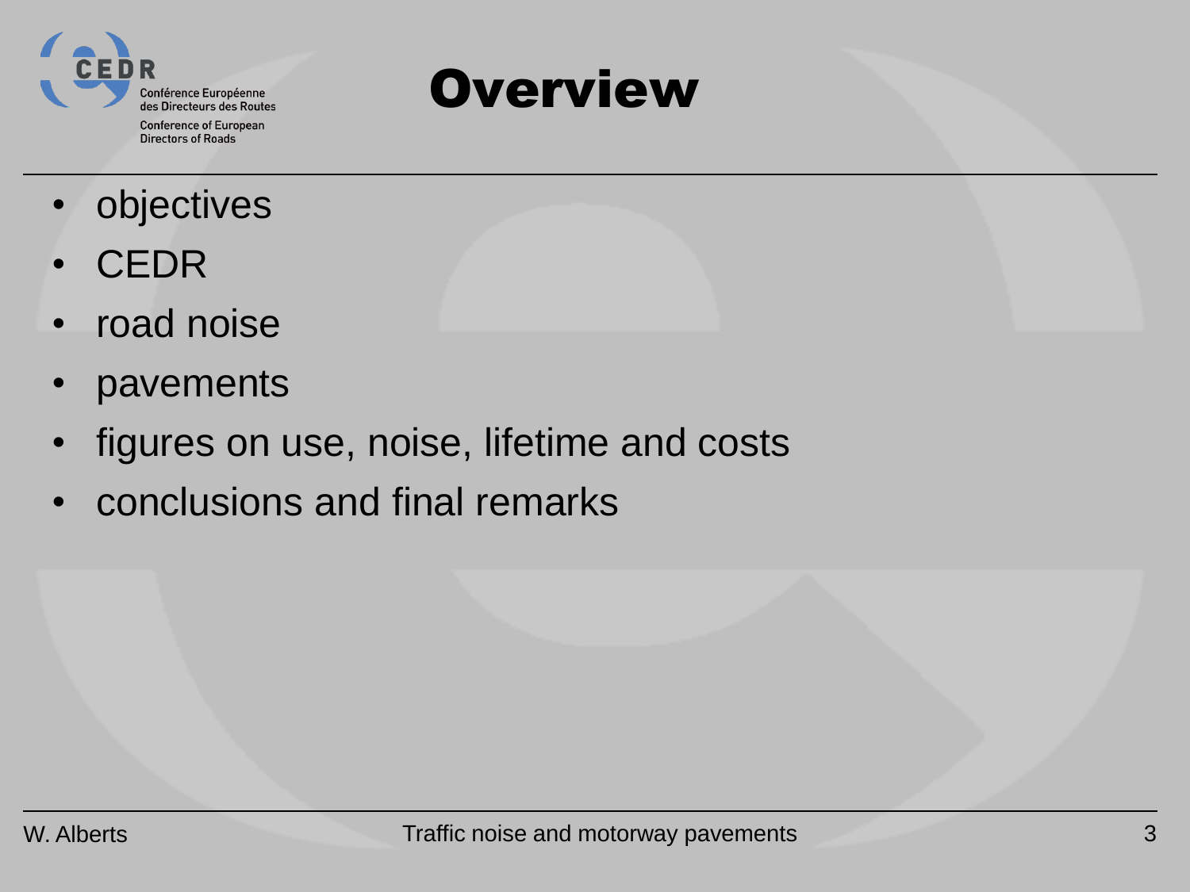# Overview

- objectives
- CEDR
- road noise
- pavements
- figures on use, noise, lifetime and costs
- conclusions and final remarks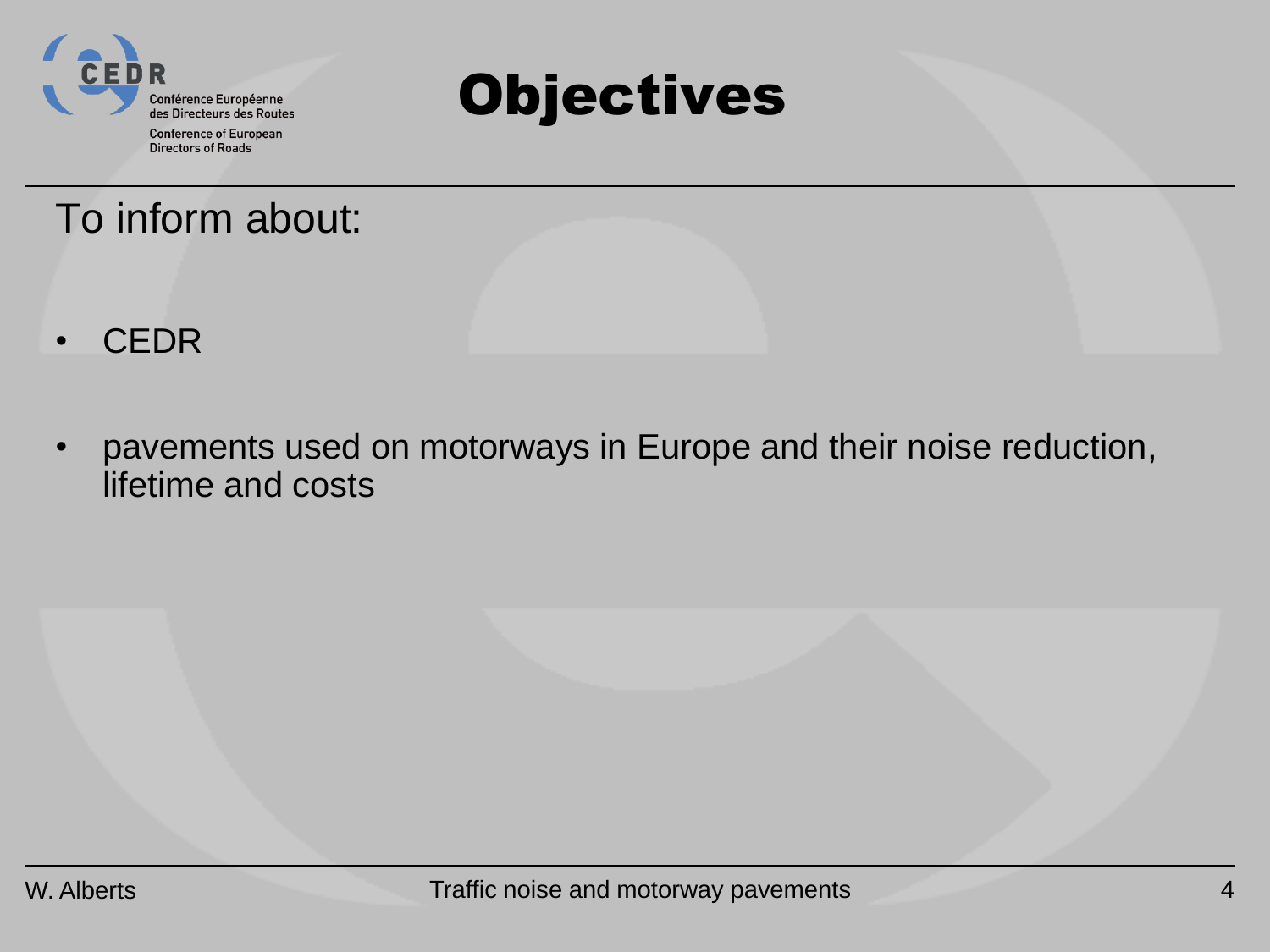# Objectives

To inform about:

- CEDR
- pavements used on motorways in Europe and their noise reduction, lifetime and costs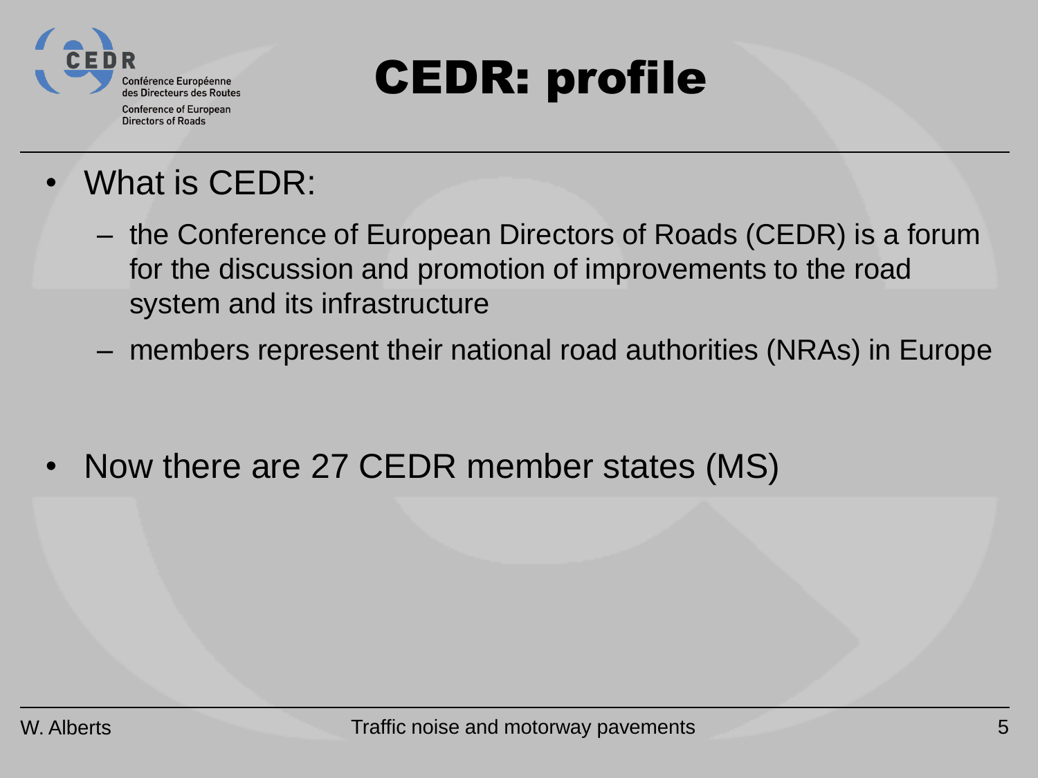# CEDR: profile

- What is CEDR:
  - the Conference of European Directors of Roads (CEDR) is a forum for the discussion and promotion of improvements to the road system and its infrastructure
  - members represent their national road authorities (NRAs) in Europe

- Now there are 27 CEDR member states (MS)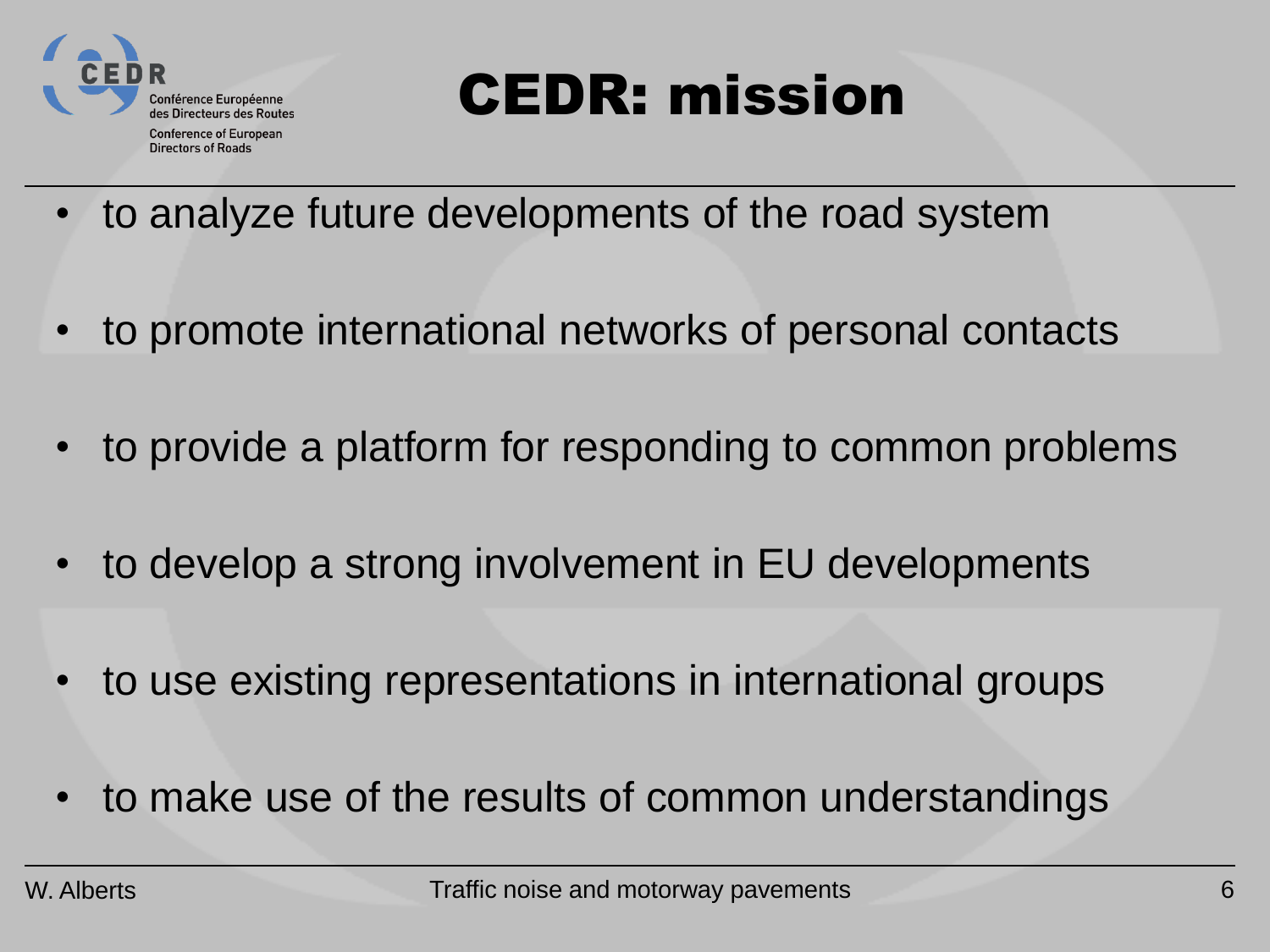# CEDR: mission

- to analyze future developments of the road system
- to promote international networks of personal contacts
- to provide a platform for responding to common problems
- to develop a strong involvement in EU developments
- to use existing representations in international groups
- to make use of the results of common understandings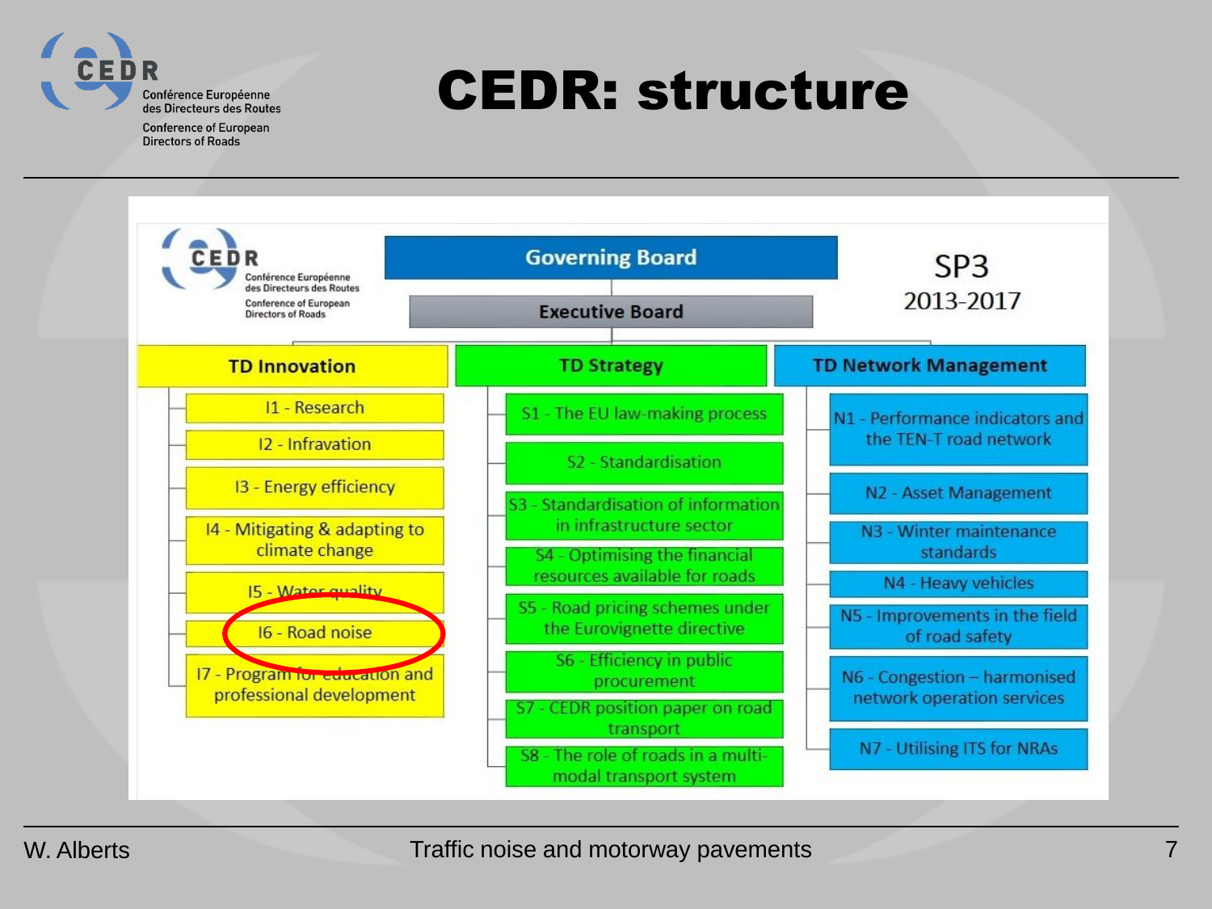# CEDR: structure

**Governing Board**

**Executive Board**

SP3
2013-2017

| TD Innovation | TD Strategy | TD Network Management |
| --- | --- | --- |
| I1 - Research | S1 - The EU law-making process | N1 - Performance indicators and the TEN-T road network |
| I2 - Infravation | S2 - Standardisation | N2 - Asset Management |
| I3 - Energy efficiency | S3 - Standardisation of information in infrastructure sector | N3 - Winter maintenance standards |
| I4 - Mitigating & adapting to climate change | S4 - Optimising the financial resources available for roads | N4 - Heavy vehicles |
| I5 - Water quality | S5 - Road pricing schemes under the Eurovignette directive | N5 - Improvements in the field of road safety |
| I6 - Road noise | S6 - Efficiency in public procurement | N6 - Congestion – harmonised network operation services |
| I7 - Program for education and professional development | S7 - CEDR position paper on road transport | N7 - Utilising ITS for NRAs |
| | S8 - The role of roads in a multi-modal transport system | |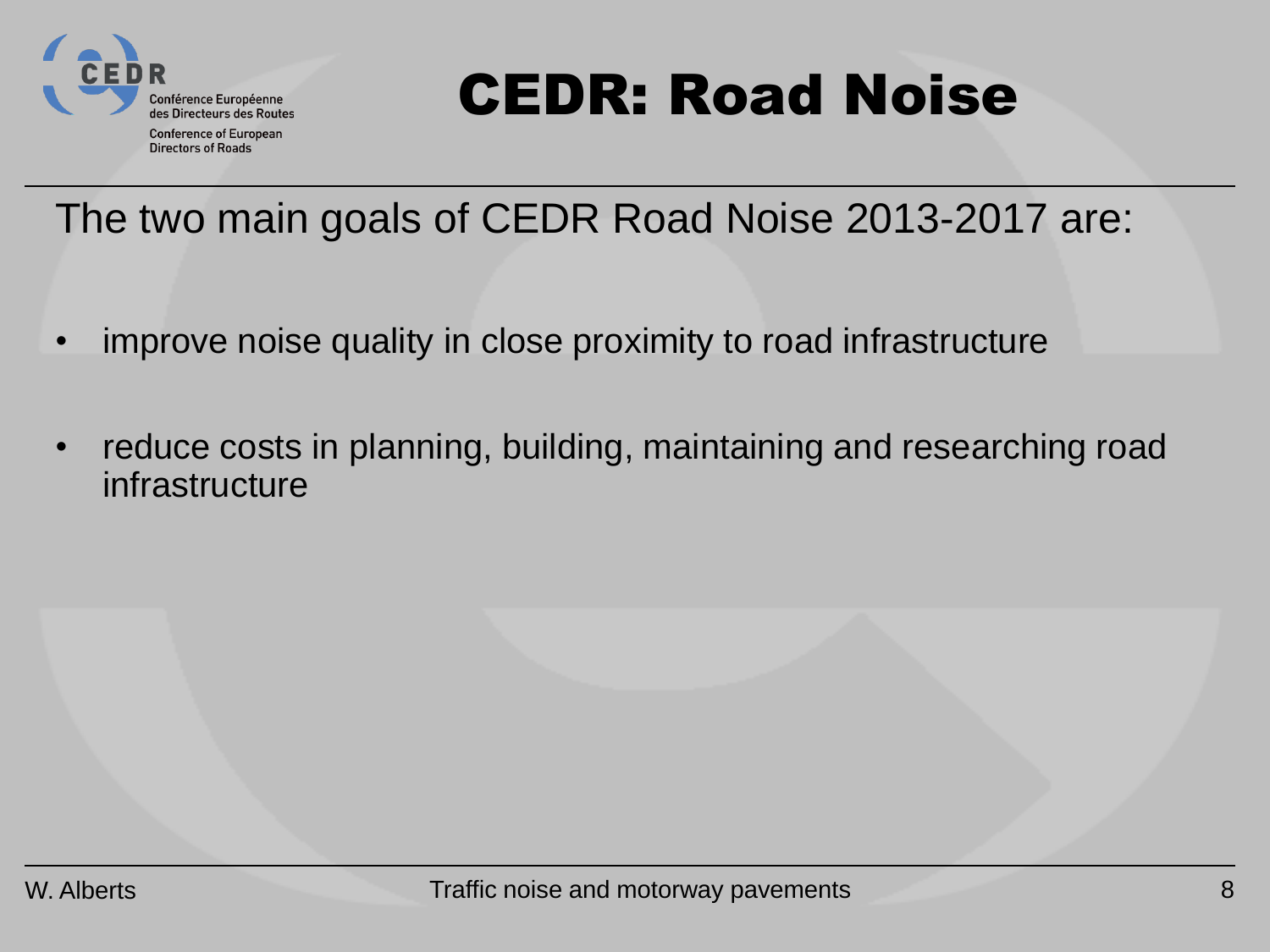# CEDR: Road Noise

The two main goals of CEDR Road Noise 2013-2017 are:

- improve noise quality in close proximity to road infrastructure
- reduce costs in planning, building, maintaining and researching road infrastructure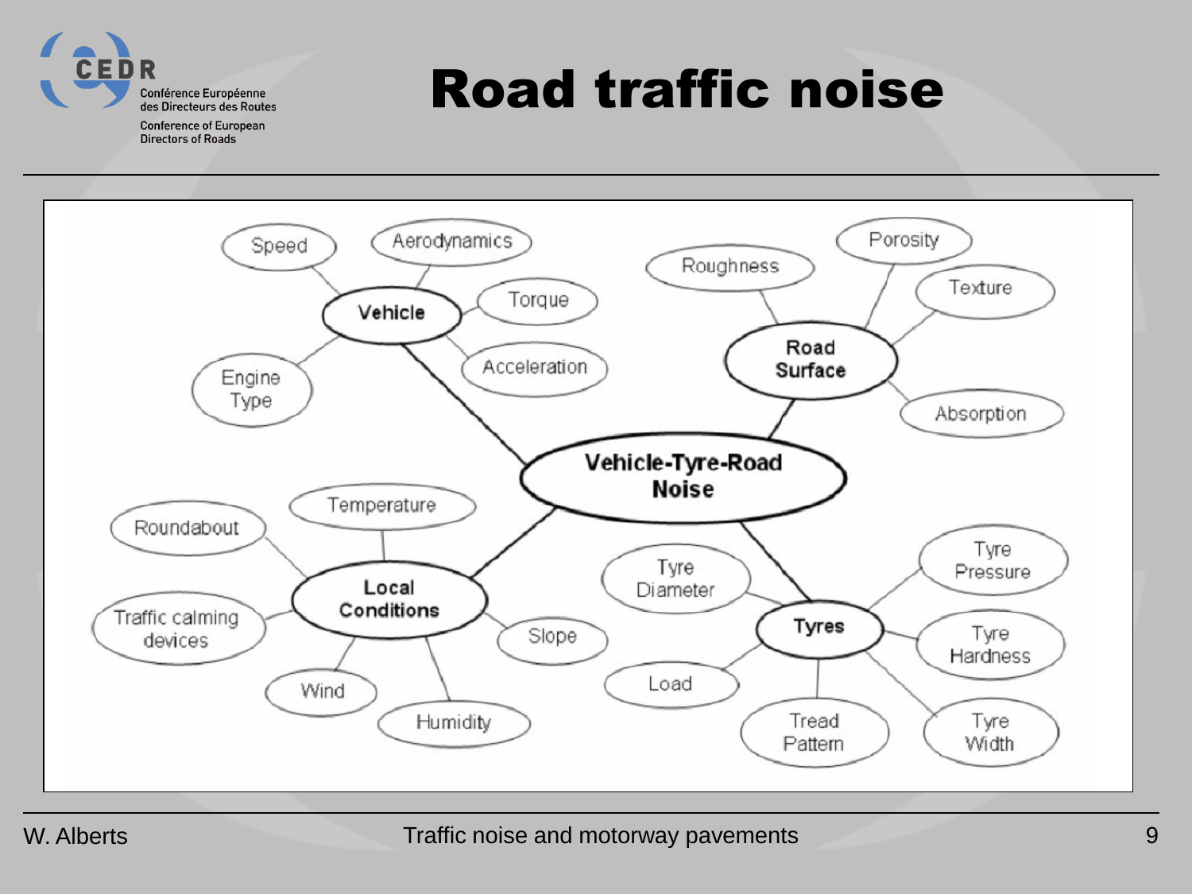# Road traffic noise

**Vehicle-Tyre-Road Noise**

- **Vehicle**
  - Speed
  - Aerodynamics
  - Torque
  - Acceleration
  - Engine Type
- **Road Surface**
  - Roughness
  - Porosity
  - Texture
  - Absorption
- **Local Conditions**
  - Temperature
  - Roundabout
  - Traffic calming devices
  - Wind
  - Humidity
  - Slope
- **Tyres**
  - Tyre Diameter
  - Tyre Pressure
  - Tyre Hardness
  - Tyre Width
  - Tread Pattern
  - Load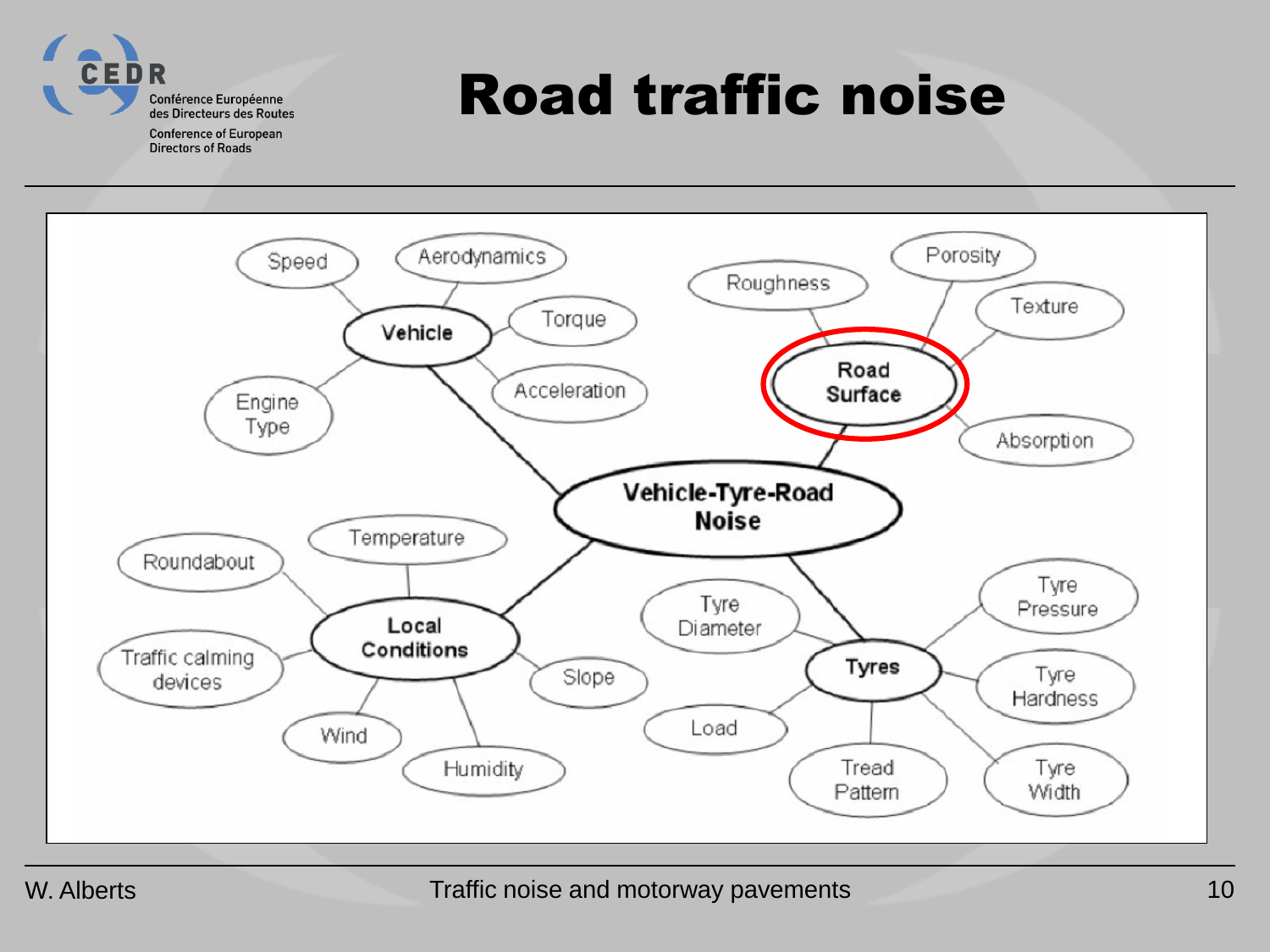# Road traffic noise

Vehicle-Tyre-Road Noise

- **Vehicle**
  - Speed
  - Aerodynamics
  - Torque
  - Acceleration
  - Engine Type
- **Road Surface**
  - Roughness
  - Porosity
  - Texture
  - Absorption
- **Local Conditions**
  - Temperature
  - Roundabout
  - Traffic calming devices
  - Wind
  - Humidity
  - Slope
- **Tyres**
  - Tyre Diameter
  - Tyre Pressure
  - Tyre Hardness
  - Load
  - Tread Pattern
  - Tyre Width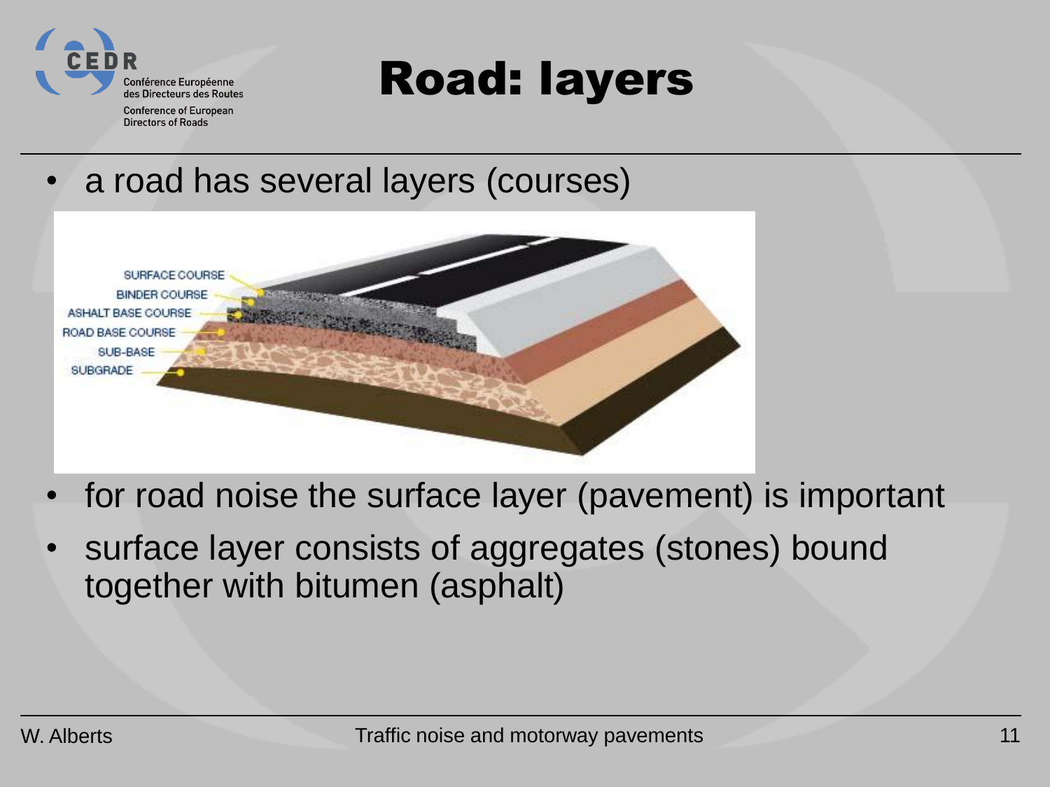# Road: layers

- a road has several layers (courses)

SURFACE COURSE
BINDER COURSE
ASHALT BASE COURSE
ROAD BASE COURSE
SUB-BASE
SUBGRADE

- for road noise the surface layer (pavement) is important
- surface layer consists of aggregates (stones) bound together with bitumen (asphalt)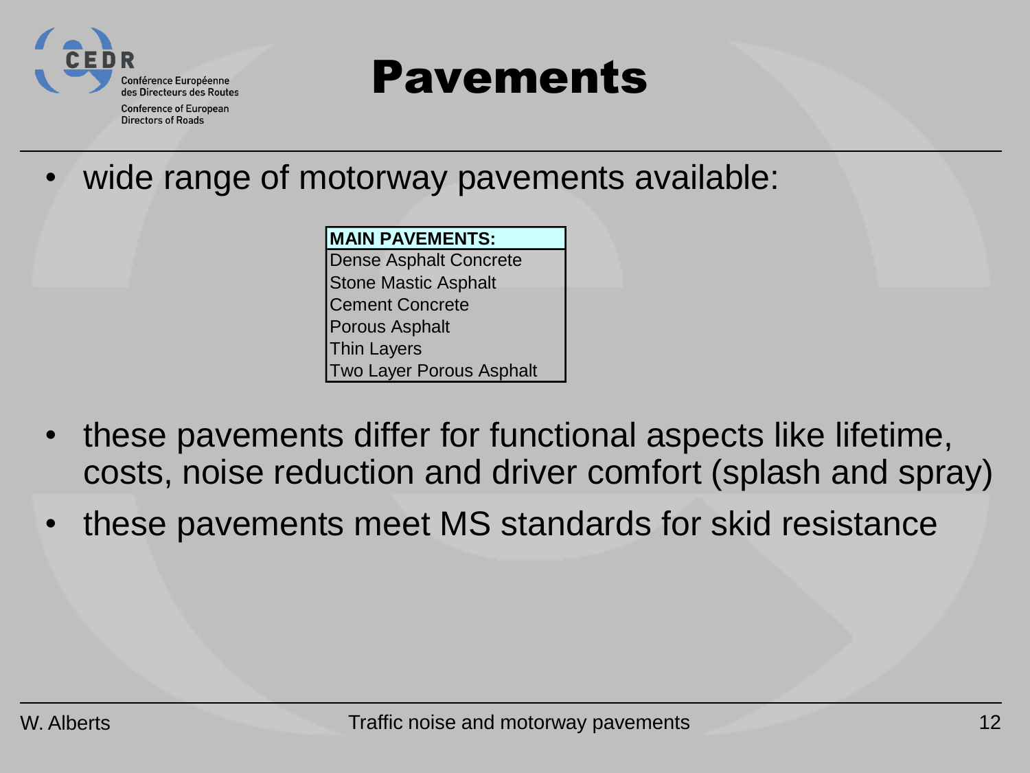# Pavements

- wide range of motorway pavements available:

| MAIN PAVEMENTS: |
|---|
| Dense Asphalt Concrete |
| Stone Mastic Asphalt |
| Cement Concrete |
| Porous Asphalt |
| Thin Layers |
| Two Layer Porous Asphalt |

- these pavements differ for functional aspects like lifetime, costs, noise reduction and driver comfort (splash and spray)
- these pavements meet MS standards for skid resistance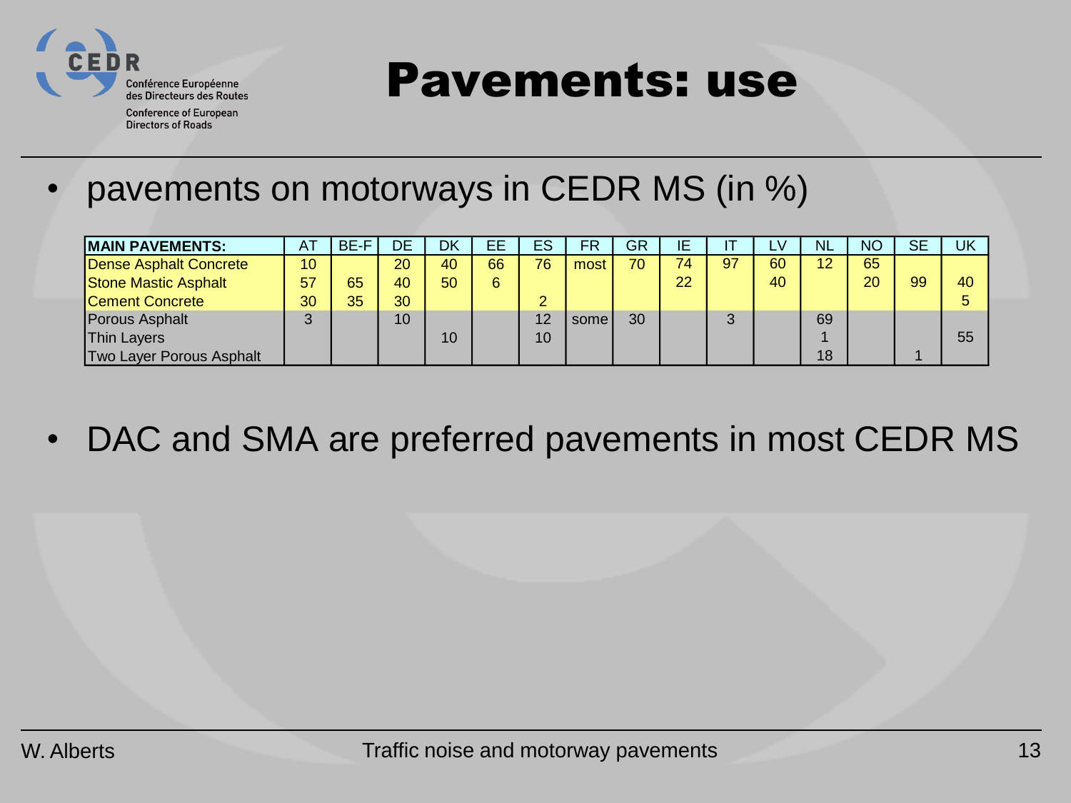# Pavements: use

- pavements on motorways in CEDR MS (in %)

| MAIN PAVEMENTS: | AT | BE-F | DE | DK | EE | ES | FR | GR | IE | IT | LV | NL | NO | SE | UK |
|---|---|---|---|---|---|---|---|---|---|---|---|---|---|---|---|
| Dense Asphalt Concrete | 10 | | 20 | 40 | 66 | 76 | most | 70 | 74 | 97 | 60 | 12 | 65 | | |
| Stone Mastic Asphalt | 57 | 65 | 40 | 50 | 6 | | | | 22 | | 40 | | 20 | 99 | 40 |
| Cement Concrete | 30 | 35 | 30 | | | 2 | | | | | | | | | 5 |
| Porous Asphalt | 3 | | 10 | | | 12 | some | 30 | | 3 | | 69 | | | |
| Thin Layers | | | | 10 | | 10 | | | | | | 1 | | | 55 |
| Two Layer Porous Asphalt | | | | | | | | | | | | 18 | | 1 | |

- DAC and SMA are preferred pavements in most CEDR MS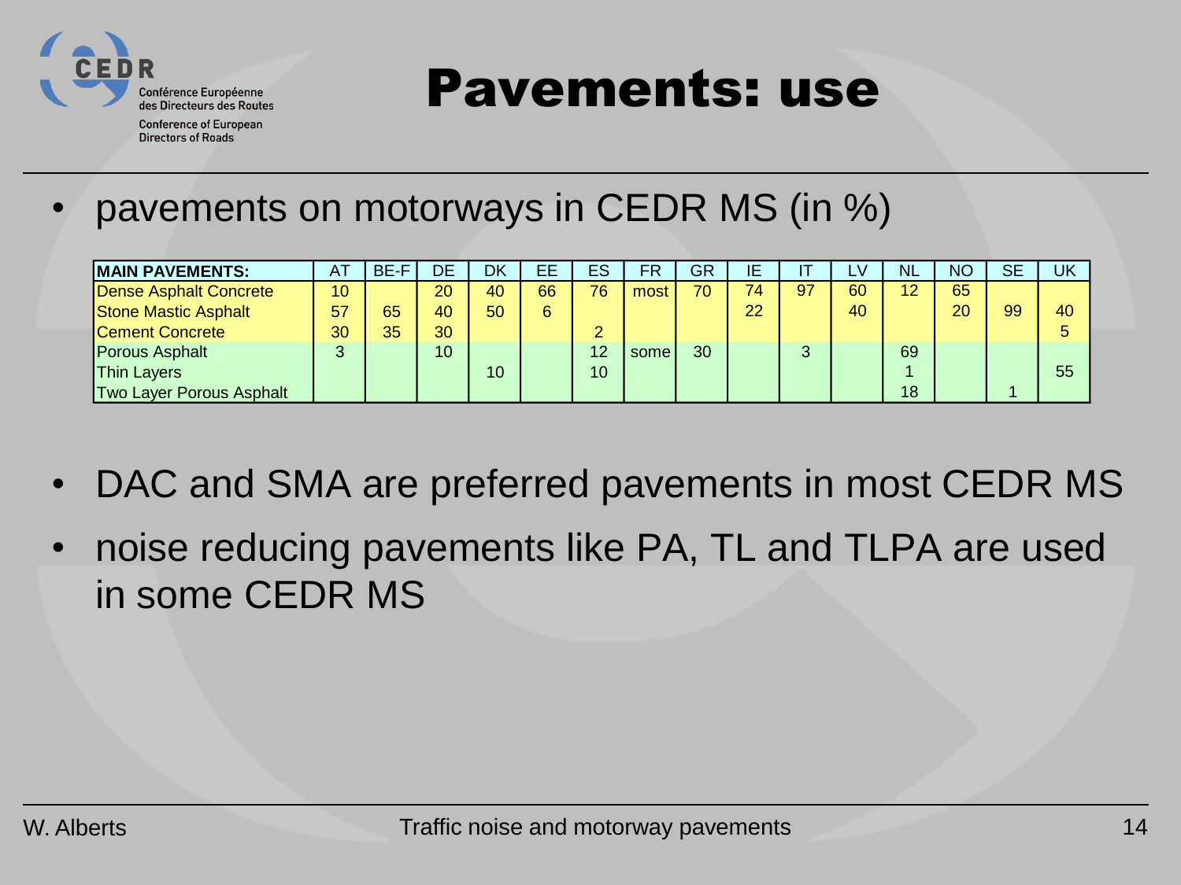# Pavements: use

- pavements on motorways in CEDR MS (in %)

| MAIN PAVEMENTS: | AT | BE-F | DE | DK | EE | ES | FR | GR | IE | IT | LV | NL | NO | SE | UK |
|---|---|---|---|---|---|---|---|---|---|---|---|---|---|---|---|
| Dense Asphalt Concrete | 10 | | 20 | 40 | 66 | 76 | most | 70 | 74 | 97 | 60 | 12 | 65 | | |
| Stone Mastic Asphalt | 57 | 65 | 40 | 50 | 6 | | | | 22 | | 40 | | 20 | 99 | 40 |
| Cement Concrete | 30 | 35 | 30 | | | 2 | | | | | | | | | 5 |
| Porous Asphalt | 3 | | 10 | | | 12 | some | 30 | | 3 | | 69 | | | |
| Thin Layers | | | | 10 | | 10 | | | | | | 1 | | | 55 |
| Two Layer Porous Asphalt | | | | | | | | | | | | 18 | | 1 | |

- DAC and SMA are preferred pavements in most CEDR MS
- noise reducing pavements like PA, TL and TLPA are used in some CEDR MS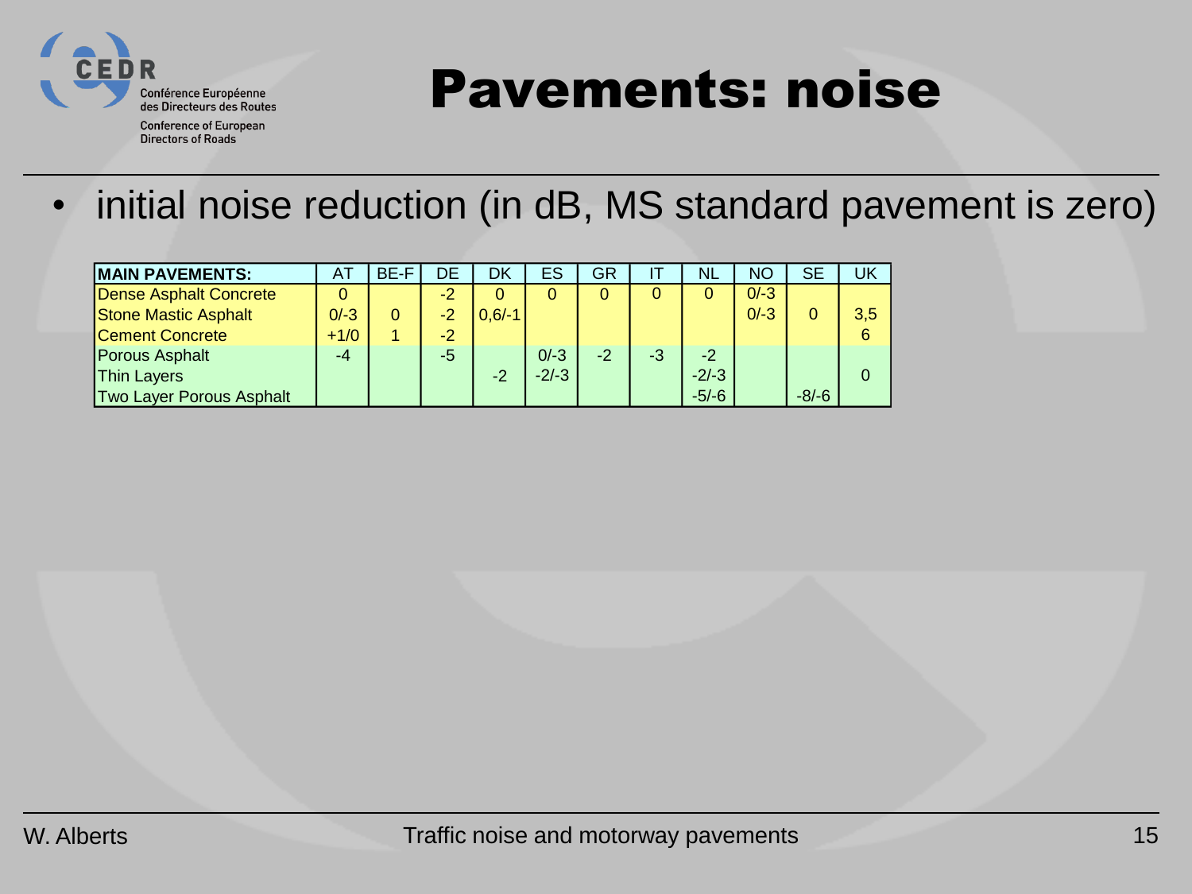# Pavements: noise

- initial noise reduction (in dB, MS standard pavement is zero)

| MAIN PAVEMENTS: | AT | BE-F | DE | DK | ES | GR | IT | NL | NO | SE | UK |
|---|---|---|---|---|---|---|---|---|---|---|---|
| Dense Asphalt Concrete | 0 | | -2 | 0 | 0 | 0 | 0 | 0 | 0/-3 | | |
| Stone Mastic Asphalt | 0/-3 | 0 | -2 | 0,6/-1 | | | | | 0/-3 | 0 | 3,5 |
| Cement Concrete | +1/0 | 1 | -2 | | | | | | | | 6 |
| Porous Asphalt | -4 | | -5 | | 0/-3 | -2 | -3 | -2 | | | |
| Thin Layers | | | | -2 | -2/-3 | | | -2/-3 | | | 0 |
| Two Layer Porous Asphalt | | | | | | | | -5/-6 | | -8/-6 | |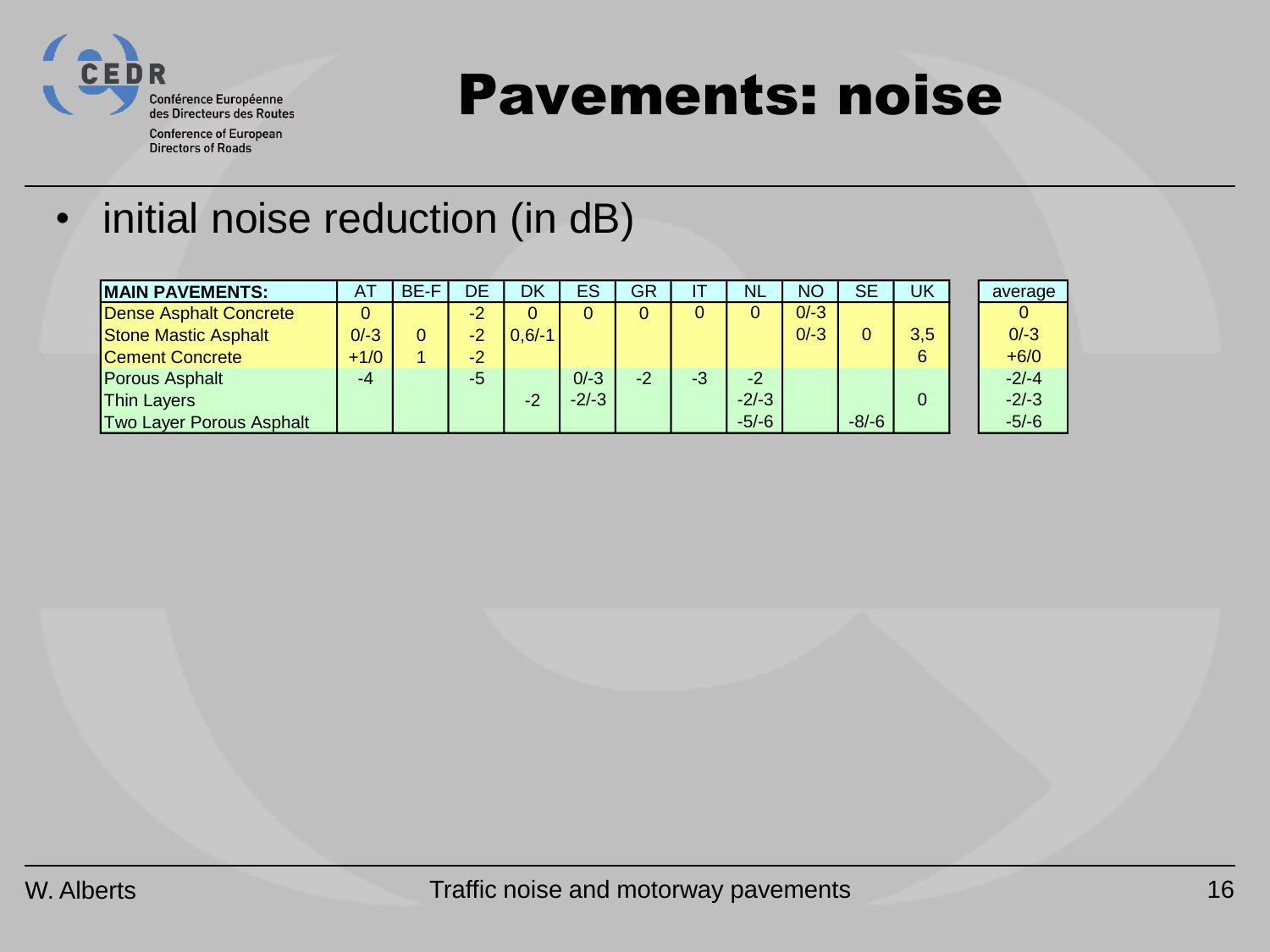# Pavements: noise

- initial noise reduction (in dB)

| MAIN PAVEMENTS: | AT | BE-F | DE | DK | ES | GR | IT | NL | NO | SE | UK | average |
|---|---|---|---|---|---|---|---|---|---|---|---|---|
| Dense Asphalt Concrete | 0 | | -2 | 0 | 0 | 0 | 0 | 0 | 0/-3 | | | 0 |
| Stone Mastic Asphalt | 0/-3 | 0 | -2 | 0,6/-1 | | | | | 0/-3 | 0 | 3,5 | 0/-3 |
| Cement Concrete | +1/0 | 1 | -2 | | | | | | | | 6 | +6/0 |
| Porous Asphalt | -4 | | -5 | | 0/-3 | -2 | -3 | -2 | | | | -2/-4 |
| Thin Layers | | | | -2 | -2/-3 | | | -2/-3 | | | 0 | -2/-3 |
| Two Layer Porous Asphalt | | | | | | | | -5/-6 | | -8/-6 | | -5/-6 |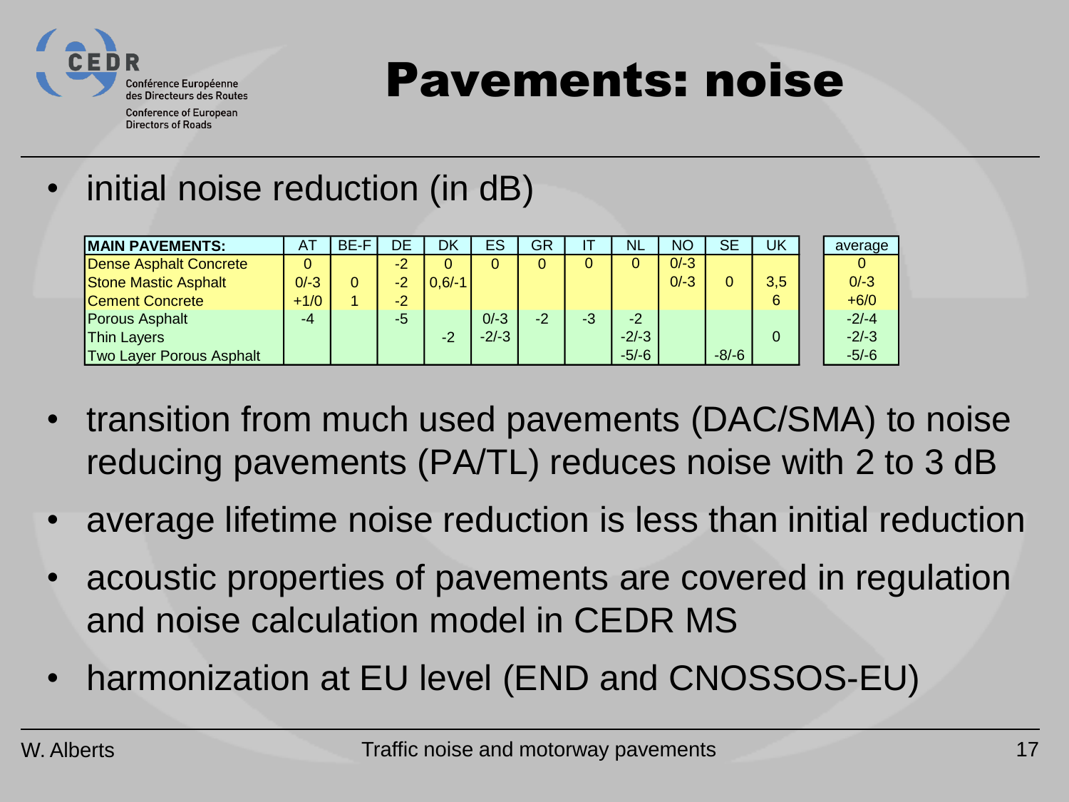# Pavements: noise

- initial noise reduction (in dB)

| MAIN PAVEMENTS: | AT | BE-F | DE | DK | ES | GR | IT | NL | NO | SE | UK | average |
|---|---|---|---|---|---|---|---|---|---|---|---|---|
| Dense Asphalt Concrete | 0 | | -2 | 0 | 0 | 0 | 0 | 0 | 0/-3 | | | 0 |
| Stone Mastic Asphalt | 0/-3 | 0 | -2 | 0,6/-1 | | | | | 0/-3 | 0 | 3,5 | 0/-3 |
| Cement Concrete | +1/0 | 1 | -2 | | | | | | | | 6 | +6/0 |
| Porous Asphalt | -4 | | -5 | | 0/-3 | -2 | -3 | -2 | | | | -2/-4 |
| Thin Layers | | | | -2 | -2/-3 | | | -2/-3 | | | 0 | -2/-3 |
| Two Layer Porous Asphalt | | | | | | | | -5/-6 | | -8/-6 | | -5/-6 |

- transition from much used pavements (DAC/SMA) to noise reducing pavements (PA/TL) reduces noise with 2 to 3 dB
- average lifetime noise reduction is less than initial reduction
- acoustic properties of pavements are covered in regulation and noise calculation model in CEDR MS
- harmonization at EU level (END and CNOSSOS-EU)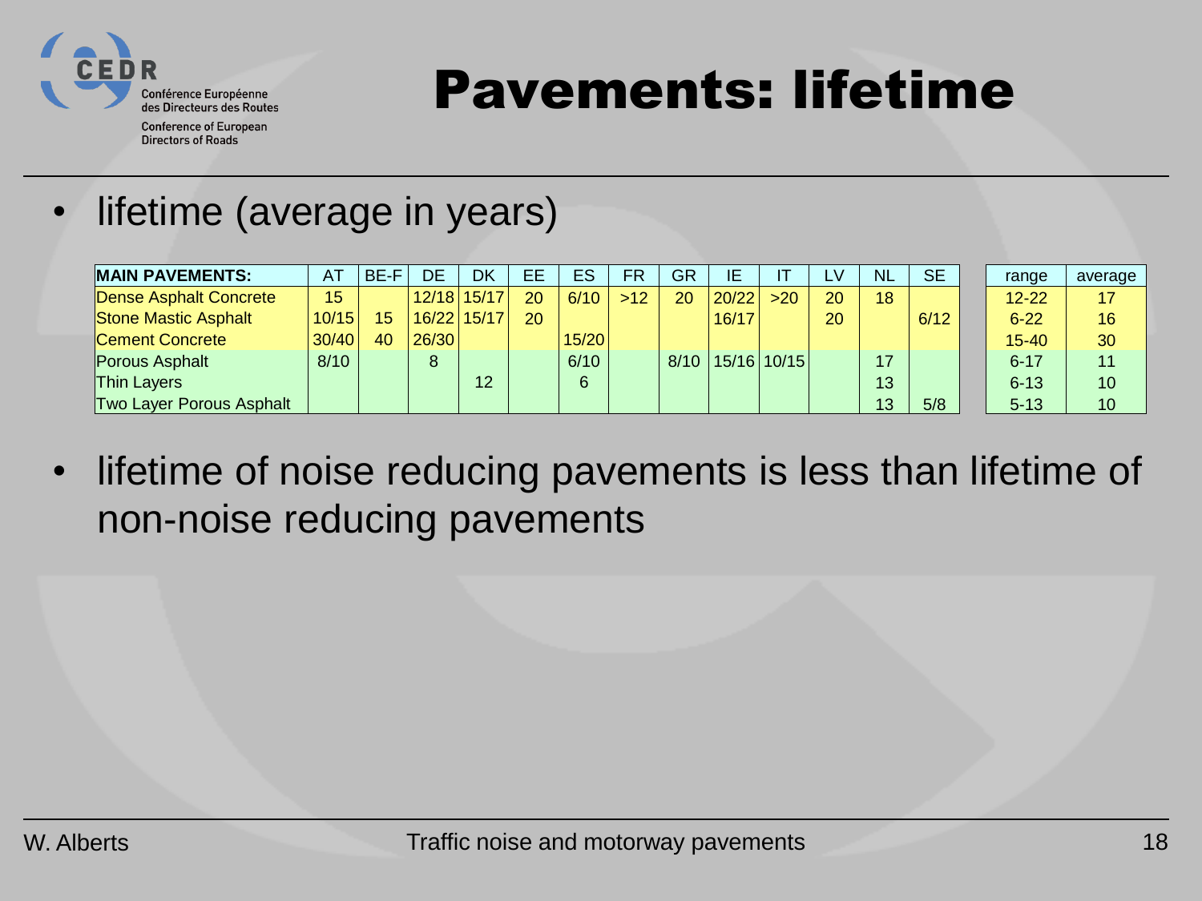# Pavements: lifetime

- lifetime (average in years)

| MAIN PAVEMENTS: | AT | BE-F | DE | DK | EE | ES | FR | GR | IE | IT | LV | NL | SE | range | average |
|---|---|---|---|---|---|---|---|---|---|---|---|---|---|---|---|
| Dense Asphalt Concrete | 15 | | 12/18 | 15/17 | 20 | 6/10 | >12 | 20 | 20/22 | >20 | 20 | 18 | | 12-22 | 17 |
| Stone Mastic Asphalt | 10/15 | 15 | 16/22 | 15/17 | 20 | | | | 16/17 | | 20 | | 6/12 | 6-22 | 16 |
| Cement Concrete | 30/40 | 40 | 26/30 | | | 15/20 | | | | | | | | 15-40 | 30 |
| Porous Asphalt | 8/10 | | 8 | | | 6/10 | | 8/10 | 15/16 | 10/15 | | 17 | | 6-17 | 11 |
| Thin Layers | | | | 12 | | 6 | | | | | | 13 | | 6-13 | 10 |
| Two Layer Porous Asphalt | | | | | | | | | | | | 13 | 5/8 | 5-13 | 10 |

- lifetime of noise reducing pavements is less than lifetime of non-noise reducing pavements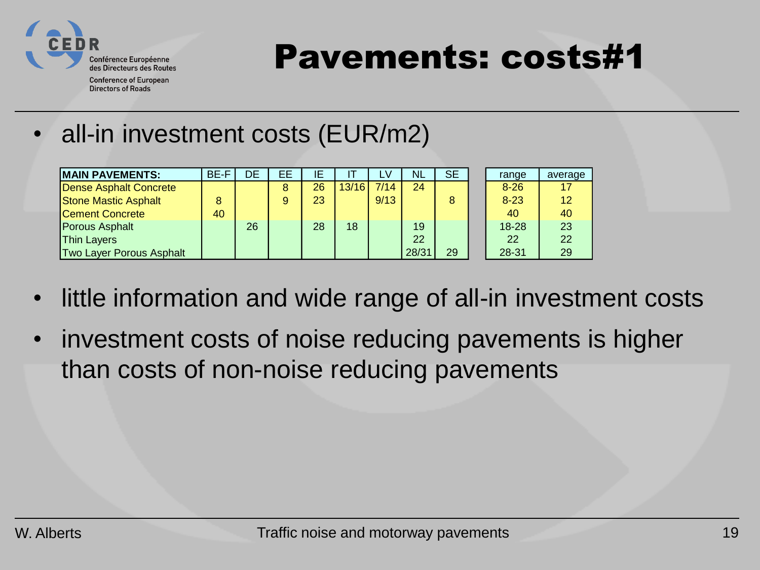# Pavements: costs#1

- all-in investment costs (EUR/m2)

| MAIN PAVEMENTS: | BE-F | DE | EE | IE | IT | LV | NL | SE | range | average |
|---|---|---|---|---|---|---|---|---|---|---|
| Dense Asphalt Concrete | | | 8 | 26 | 13/16 | 7/14 | 24 | | 8-26 | 17 |
| Stone Mastic Asphalt | 8 | | 9 | 23 | | 9/13 | | 8 | 8-23 | 12 |
| Cement Concrete | 40 | | | | | | | | 40 | 40 |
| Porous Asphalt | | 26 | | 28 | 18 | | 19 | | 18-28 | 23 |
| Thin Layers | | | | | | | 22 | | 22 | 22 |
| Two Layer Porous Asphalt | | | | | | | 28/31 | 29 | 28-31 | 29 |

- little information and wide range of all-in investment costs
- investment costs of noise reducing pavements is higher than costs of non-noise reducing pavements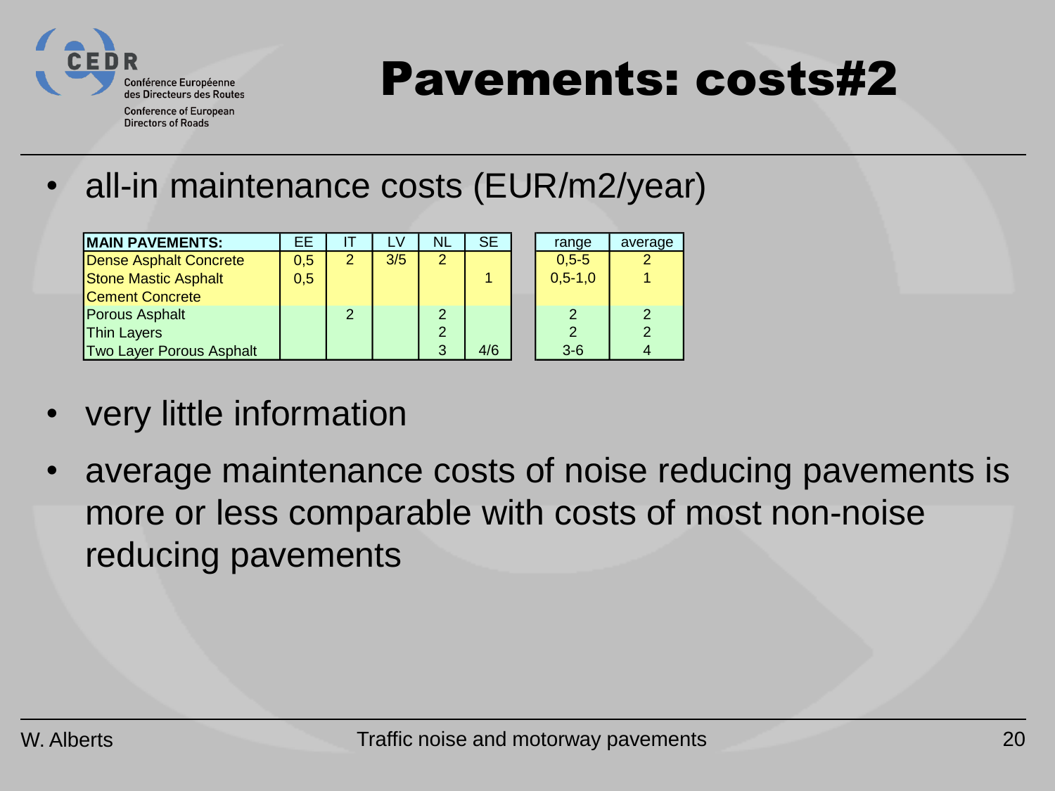# Pavements: costs#2

- all-in maintenance costs (EUR/m2/year)

| MAIN PAVEMENTS: | EE | IT | LV | NL | SE | range | average |
|---|---|---|---|---|---|---|---|
| Dense Asphalt Concrete | 0,5 | 2 | 3/5 | 2 | | 0,5-5 | 2 |
| Stone Mastic Asphalt | 0,5 | | | | 1 | 0,5-1,0 | 1 |
| Cement Concrete | | | | | | | |
| Porous Asphalt | | 2 | | 2 | | 2 | 2 |
| Thin Layers | | | | 2 | | 2 | 2 |
| Two Layer Porous Asphalt | | | | 3 | 4/6 | 3-6 | 4 |

- very little information
- average maintenance costs of noise reducing pavements is more or less comparable with costs of most non-noise reducing pavements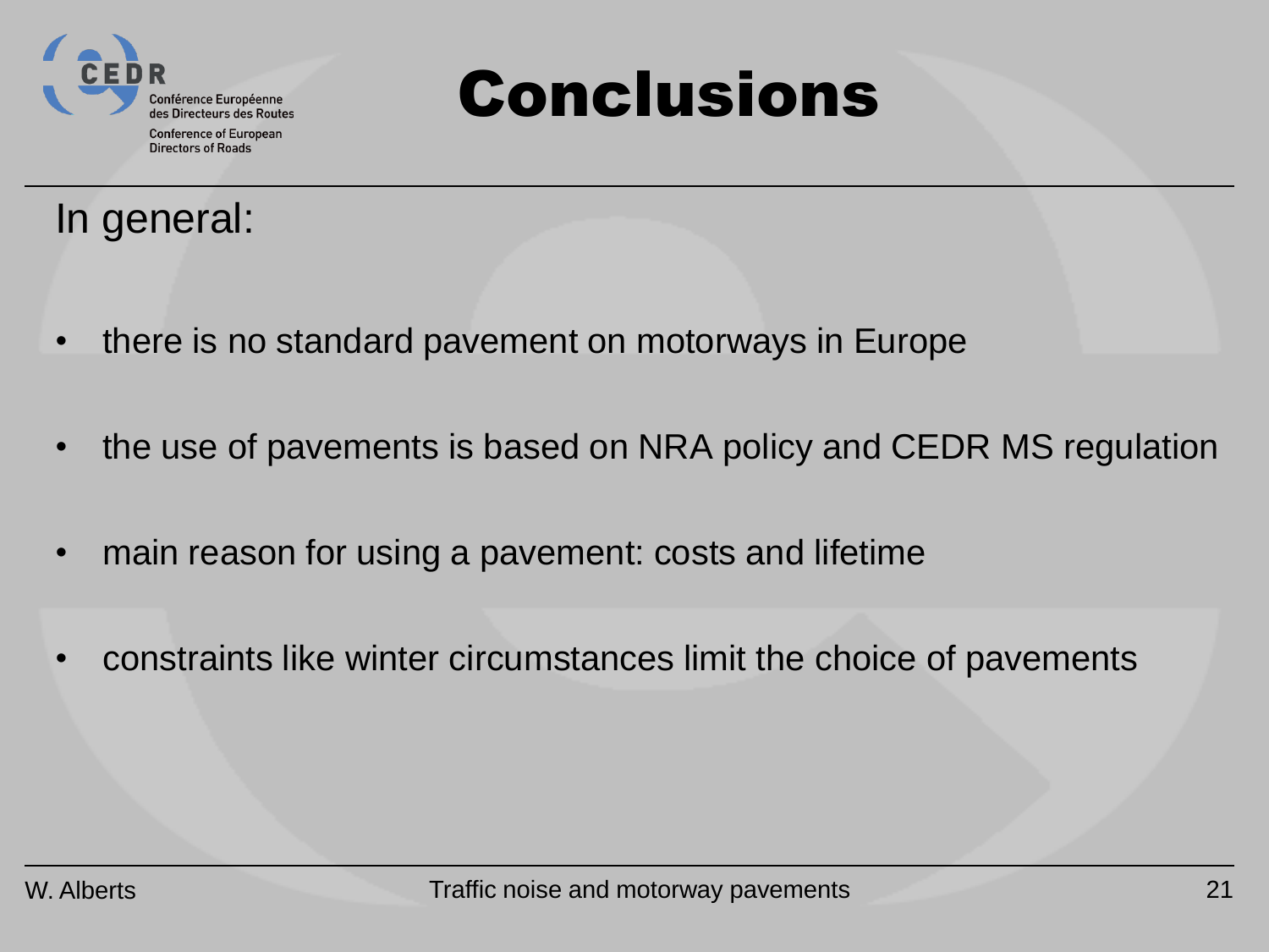# Conclusions

In general:

- there is no standard pavement on motorways in Europe
- the use of pavements is based on NRA policy and CEDR MS regulation
- main reason for using a pavement: costs and lifetime
- constraints like winter circumstances limit the choice of pavements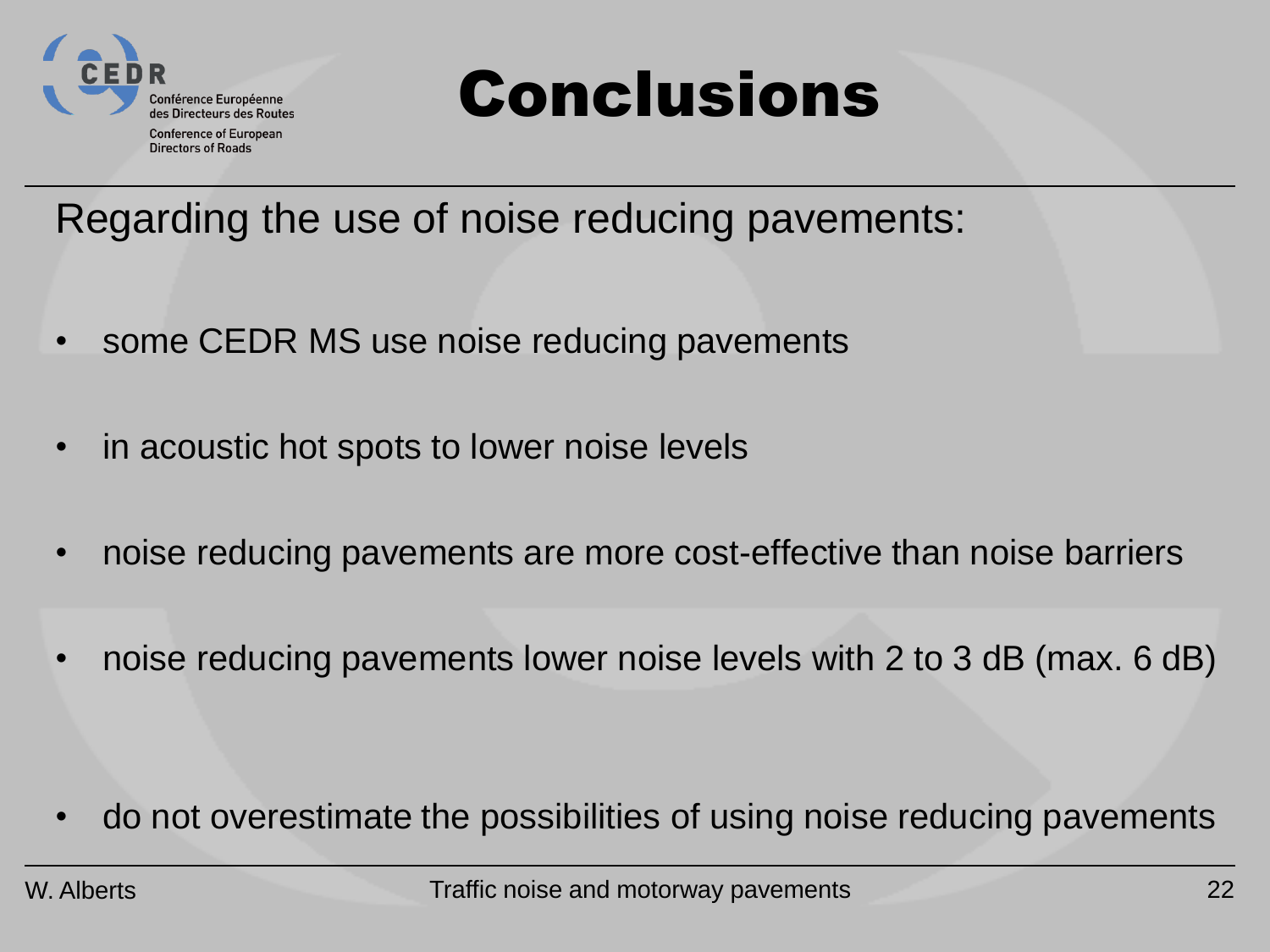# Conclusions

Regarding the use of noise reducing pavements:

- some CEDR MS use noise reducing pavements
- in acoustic hot spots to lower noise levels
- noise reducing pavements are more cost-effective than noise barriers
- noise reducing pavements lower noise levels with 2 to 3 dB (max. 6 dB)
- do not overestimate the possibilities of using noise reducing pavements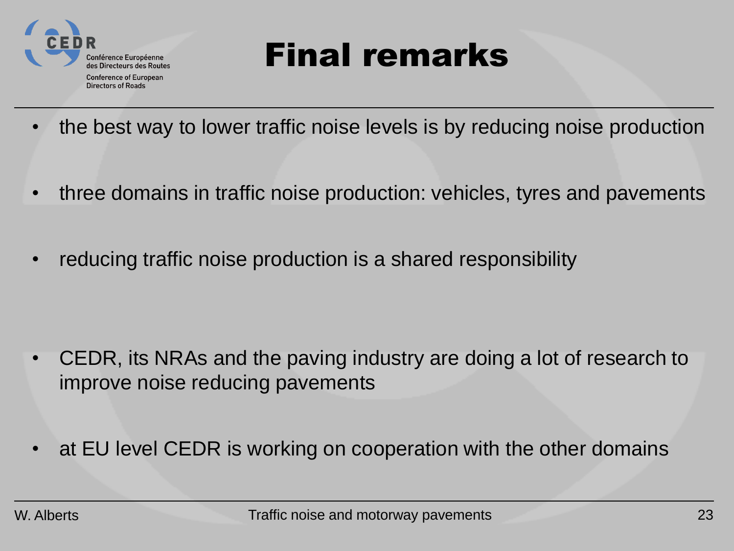# Final remarks

- the best way to lower traffic noise levels is by reducing noise production
- three domains in traffic noise production: vehicles, tyres and pavements
- reducing traffic noise production is a shared responsibility

- CEDR, its NRAs and the paving industry are doing a lot of research to improve noise reducing pavements
- at EU level CEDR is working on cooperation with the other domains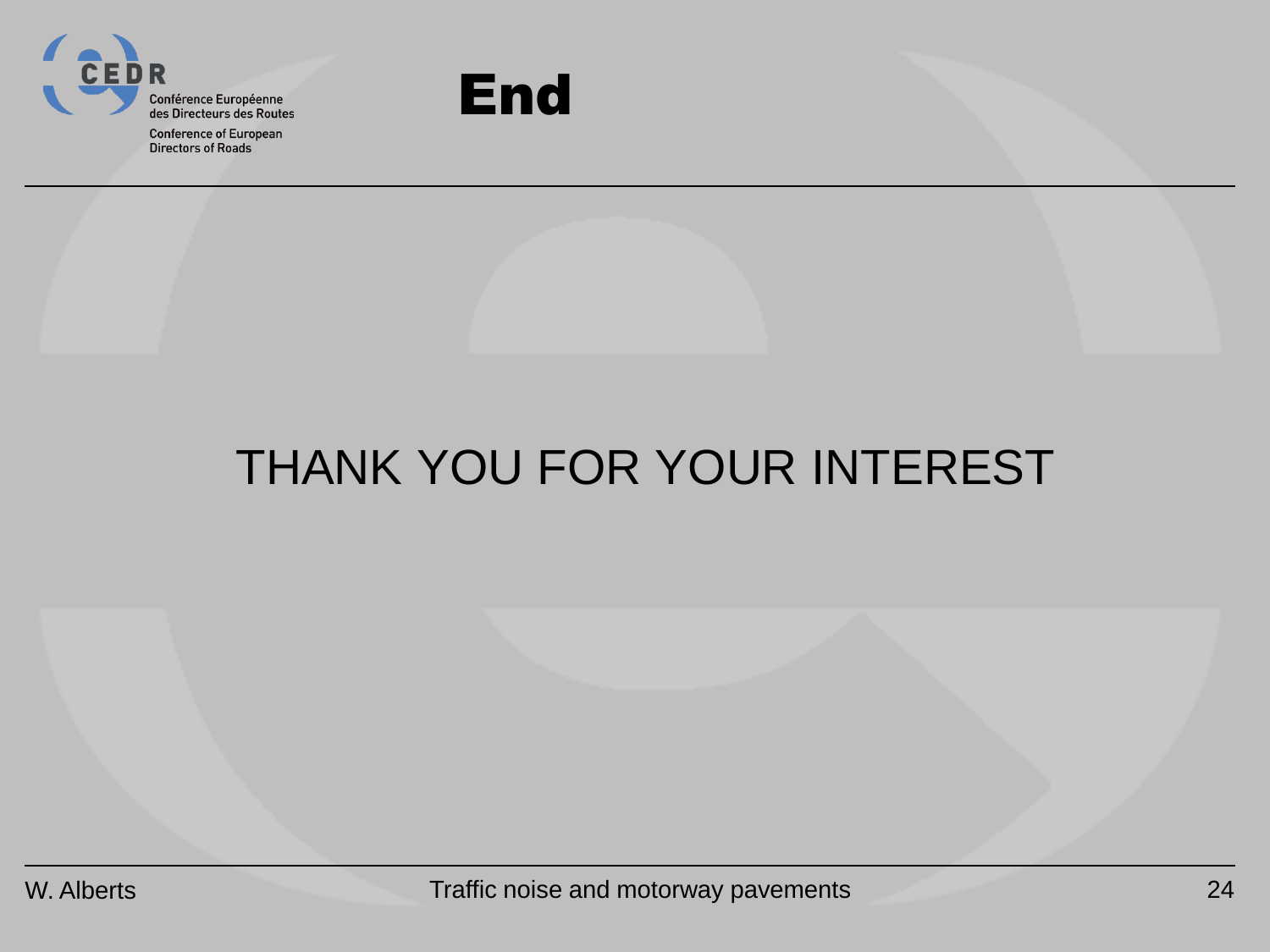# End

THANK YOU FOR YOUR INTEREST